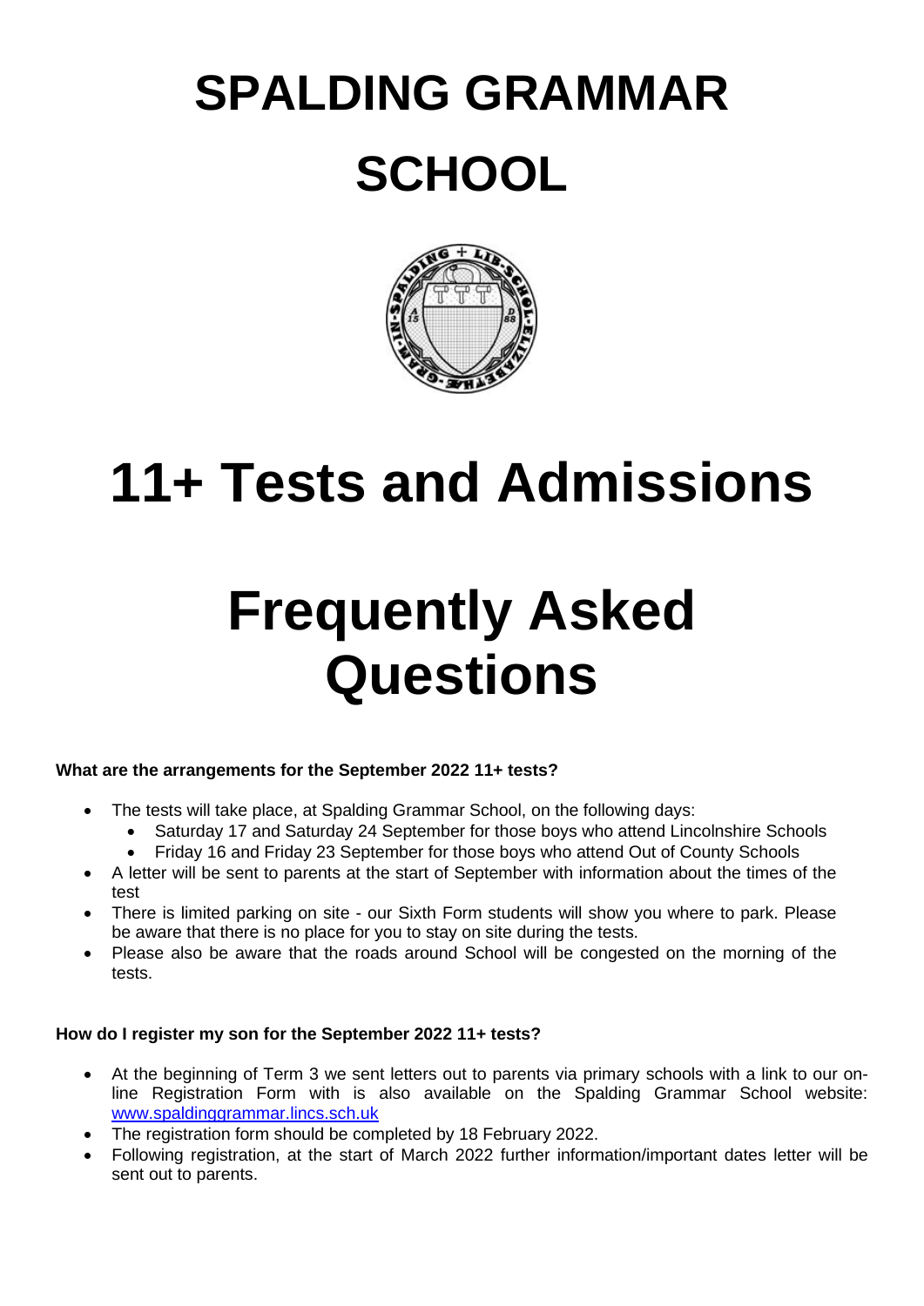# SPALDING GRAMMAR SCHOOL

# 11+ Tests and Admissions

# Frequently Asked Questions

**What are the arrangements for the September 2022 11+ tests?**

- The tests will take place, at Spalding Grammar School, on the following days:
  - Saturday 17 and Saturday 24 September for those boys who attend Lincolnshire Schools
  - Friday 16 and Friday 23 September for those boys who attend Out of County Schools
- A letter will be sent to parents at the start of September with information about the times of the test
- There is limited parking on site - our Sixth Form students will show you where to park. Please be aware that there is no place for you to stay on site during the tests.
- Please also be aware that the roads around School will be congested on the morning of the tests.

**How do I register my son for the September 2022 11+ tests?**

- At the beginning of Term 3 we sent letters out to parents via primary schools with a link to our on-line Registration Form with is also available on the Spalding Grammar School website: [www.spaldinggrammar.lincs.sch.uk](http://www.spaldinggrammar.lincs.sch.uk)
- The registration form should be completed by 18 February 2022.
- Following registration, at the start of March 2022 further information/important dates letter will be sent out to parents.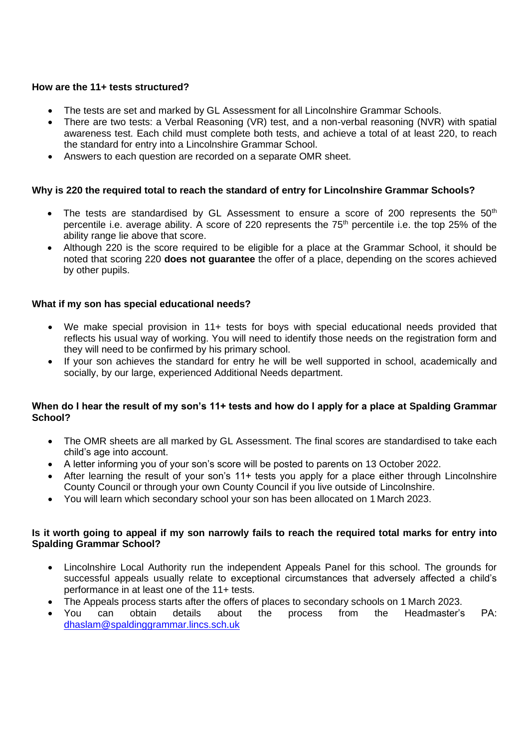**How are the 11+ tests structured?**

- The tests are set and marked by GL Assessment for all Lincolnshire Grammar Schools.
- There are two tests: a Verbal Reasoning (VR) test, and a non-verbal reasoning (NVR) with spatial awareness test. Each child must complete both tests, and achieve a total of at least 220, to reach the standard for entry into a Lincolnshire Grammar School.
- Answers to each question are recorded on a separate OMR sheet.

**Why is 220 the required total to reach the standard of entry for Lincolnshire Grammar Schools?**

- The tests are standardised by GL Assessment to ensure a score of 200 represents the 50th percentile i.e. average ability. A score of 220 represents the 75th percentile i.e. the top 25% of the ability range lie above that score.
- Although 220 is the score required to be eligible for a place at the Grammar School, it should be noted that scoring 220 **does not guarantee** the offer of a place, depending on the scores achieved by other pupils.

**What if my son has special educational needs?**

- We make special provision in 11+ tests for boys with special educational needs provided that reflects his usual way of working. You will need to identify those needs on the registration form and they will need to be confirmed by his primary school.
- If your son achieves the standard for entry he will be well supported in school, academically and socially, by our large, experienced Additional Needs department.

**When do I hear the result of my son's 11+ tests and how do I apply for a place at Spalding Grammar School?**

- The OMR sheets are all marked by GL Assessment. The final scores are standardised to take each child's age into account.
- A letter informing you of your son's score will be posted to parents on 13 October 2022.
- After learning the result of your son's 11+ tests you apply for a place either through Lincolnshire County Council or through your own County Council if you live outside of Lincolnshire.
- You will learn which secondary school your son has been allocated on 1 March 2023.

**Is it worth going to appeal if my son narrowly fails to reach the required total marks for entry into Spalding Grammar School?**

- Lincolnshire Local Authority run the independent Appeals Panel for this school. The grounds for successful appeals usually relate to exceptional circumstances that adversely affected a child's performance in at least one of the 11+ tests.
- The Appeals process starts after the offers of places to secondary schools on 1 March 2023.
- You can obtain details about the process from the Headmaster's PA: dhaslam@spaldinggrammar.lincs.sch.uk